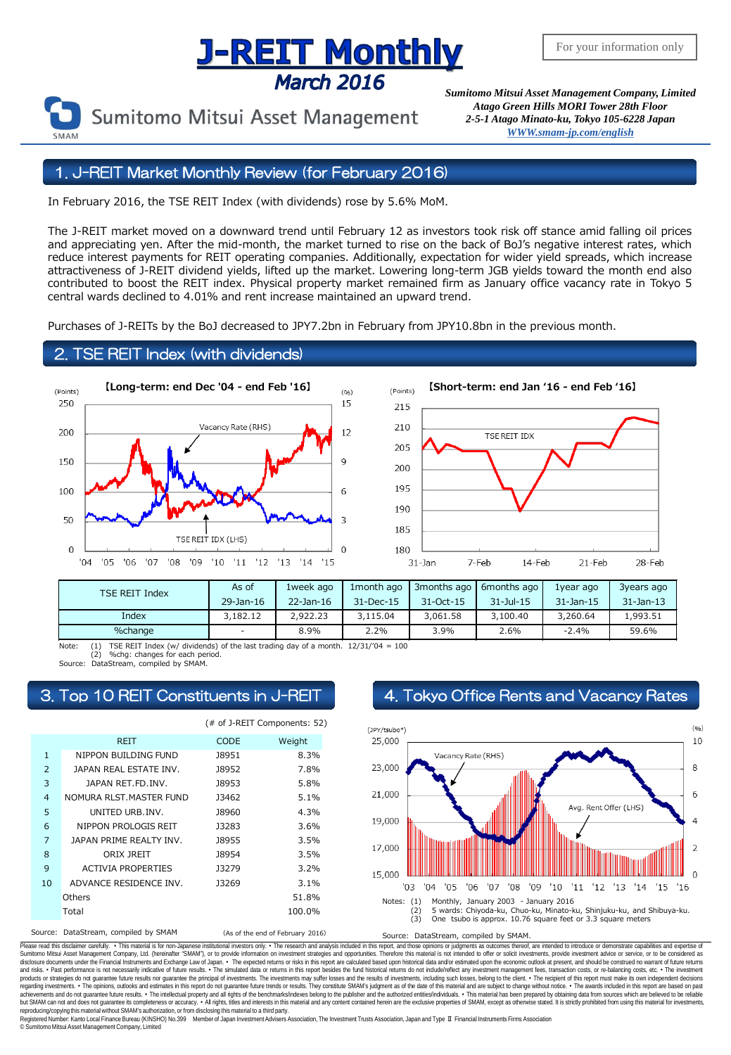# J-REIT Monthly

## March 2016

For your information only

Sumitomo Mitsui Asset Management

*Sumitomo Mitsui Asset Management Company, Limited*
*Atago Green Hills MORI Tower 28th Floor*
*2-5-1 Atago Minato-ku, Tokyo 105-6228 Japan*
*WWW.smam-jp.com/english*

## 1. J-REIT Market Monthly Review (for February 2016)

In February 2016, the TSE REIT Index (with dividends) rose by 5.6% MoM.

The J-REIT market moved on a downward trend until February 12 as investors took risk off stance amid falling oil prices and appreciating yen. After the mid-month, the market turned to rise on the back of BoJ's negative interest rates, which reduce interest payments for REIT operating companies. Additionally, expectation for wider yield spreads, which increase attractiveness of J-REIT dividend yields, lifted up the market. Lowering long-term JGB yields toward the month end also contributed to boost the REIT index. Physical property market remained firm as January office vacancy rate in Tokyo 5 central wards declined to 4.01% and rent increase maintained an upward trend.

Purchases of J-REITs by the BoJ decreased to JPY7.2bn in February from JPY10.8bn in the previous month.

## 2. TSE REIT Index (with dividends)

【Long-term: end Dec '04 - end Feb '16】

【Short-term: end Jan '16 - end Feb '16】

| TSE REIT Index | As of | 1week ago | 1month ago | 3months ago | 6months ago | 1year ago | 3years ago |
|---|---|---|---|---|---|---|---|
| | 29-Jan-16 | 22-Jan-16 | 31-Dec-15 | 31-Oct-15 | 31-Jul-15 | 31-Jan-15 | 31-Jan-13 |
| Index | 3,182.12 | 2,922.23 | 3,115.04 | 3,061.58 | 3,100.40 | 3,260.64 | 1,993.51 |
| %change | - | 8.9% | 2.2% | 3.9% | 2.6% | -2.4% | 59.6% |

Note: (1) TSE REIT Index (w/ dividends) of the last trading day of a month. 12/31/'04 = 100
(2) %chg: changes for each period.
Source: DataStream, compiled by SMAM.

## 3. Top 10 REIT Constituents in J-REIT

(# of J-REIT Components: 52)

| | REIT | CODE | Weight |
|---|---|---|---|
| 1 | NIPPON BUILDING FUND | J8951 | 8.3% |
| 2 | JAPAN REAL ESTATE INV. | J8952 | 7.8% |
| 3 | JAPAN RET.FD.INV. | J8953 | 5.8% |
| 4 | NOMURA RLST.MASTER FUND | J3462 | 5.1% |
| 5 | UNITED URB.INV. | J8960 | 4.3% |
| 6 | NIPPON PROLOGIS REIT | J3283 | 3.6% |
| 7 | JAPAN PRIME REALTY INV. | J8955 | 3.5% |
| 8 | ORIX JREIT | J8954 | 3.5% |
| 9 | ACTIVIA PROPERTIES | J3279 | 3.2% |
| 10 | ADVANCE RESIDENCE INV. | J3269 | 3.1% |
| | Others | | 51.8% |
| | Total | | 100.0% |

Source: DataStream, compiled by SMAM (As of the end of February 2016)

## 4. Tokyo Office Rents and Vacancy Rates

Notes: (1) Monthly, January 2003 - January 2016
(2) 5 wards: Chiyoda-ku, Chuo-ku, Minato-ku, Shinjuku-ku, and Shibuya-ku.
(3) One tsubo is approx. 10.76 square feet or 3.3 square meters

Source: DataStream, compiled by SMAM.

Please read this disclaimer carefully. • This material is for non-Japanese institutional investors only. • The research and analysis included in this report, and those opinions or judgments as outcomes thereof, are intended to introduce or demonstrate capabilities and expertise of Sumitomo Mitsui Asset Management Company, Ltd. (hereinafter "SMAM"), or to provide information on investment strategies and opportunities. Therefore this material is not intended to offer or solicit investments, provide investment advice or service, or to be considered as disclosure documents under the Financial Instruments and Exchange Law of Japan. • The expected returns or risks in this report are calculated based upon historical data and/or estimated upon the economic outlook at present, and should be construed no warrant of future returns and risks. • Past performance is not necessarily indicative of future results. • The simulated data or returns in this report besides the fund historical returns do not include/reflect any investment management fees, transaction costs, or re-balancing costs, etc. • The investment products or strategies do not guarantee future results nor guarantee the principal of investments. The investments may suffer losses and the results of investments, including such losses, belong to the client. • The recipient of this report must make its own independent decisions regarding investments. • The opinions, outlooks and estimates in this report do not guarantee future trends or results. They constitute SMAM's judgment as of the date of this material and are subject to change without notice. • The awards included in this report are based on past achievements and do not guarantee future results. • The intellectual property and all rights of the benchmarks/indexes belong to the publisher and the authorized entities/individuals. • This material has been prepared by obtaining data from sources which are believed to be reliable but SMAM can not and does not guarantee its completeness or accuracy. • All rights, titles and interests in this material and any content contained herein are the exclusive properties of SMAM, except as otherwise stated. It is strictly prohibited from using this material for investments, reproducing/copying this material without SMAM's authorization, or from disclosing this material to a third party.

Registered Number: Kanto Local Finance Bureau (KINSHO) No.399 Member of Japan Investment Advisers Association, The Investment Trusts Association, Japan and Type Ⅱ Financial Instruments Firms Association

© Sumitomo Mitsui Asset Management Company, Limited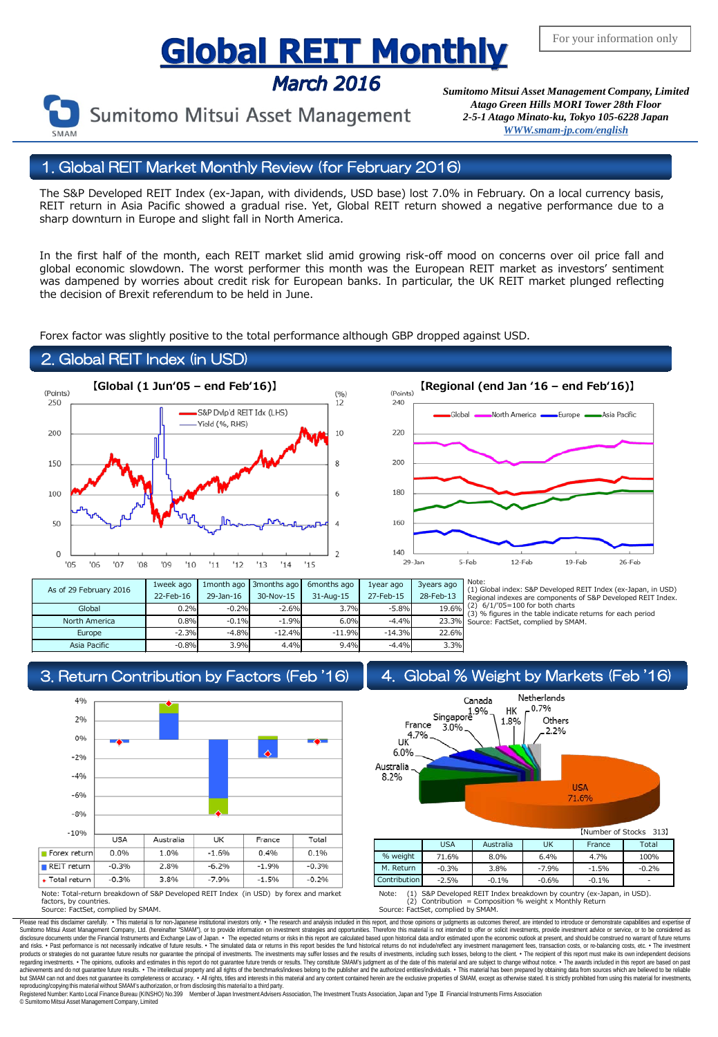# Global REIT Monthly

## March 2016

For your information only

Sumitomo Mitsui Asset Management

*Sumitomo Mitsui Asset Management Company, Limited*
*Atago Green Hills MORI Tower 28th Floor*
*2-5-1 Atago Minato-ku, Tokyo 105-6228 Japan*
*WWW.smam-jp.com/english*

## 1. Global REIT Market Monthly Review (for February 2016)

The S&P Developed REIT Index (ex-Japan, with dividends, USD base) lost 7.0% in February. On a local currency basis, REIT return in Asia Pacific showed a gradual rise. Yet, Global REIT return showed a negative performance due to a sharp downturn in Europe and slight fall in North America.

In the first half of the month, each REIT market slid amid growing risk-off mood on concerns over oil price fall and global economic slowdown. The worst performer this month was the European REIT market as investors' sentiment was dampened by worries about credit risk for European banks. In particular, the UK REIT market plunged reflecting the decision of Brexit referendum to be held in June.

Forex factor was slightly positive to the total performance although GBP dropped against USD.

## 2. Global REIT Index (in USD)

【Global (1 Jun'05 – end Feb'16)】

(Points) 250 200 150 100 50 0
(%) 12 10 8 6 4 2
S&P Dvlp'd REIT Idx (LHS)
Yield (%, RHS)
'05 '06 '07 '08 '09 '10 '11 '12 '13 '14 '15

【Regional (end Jan '16 – end Feb'16)】

(Points) 240 220 200 180 160 140
Global North America Europe Asia Pacific
29-Jan 5-Feb 12-Feb 19-Feb 26-Feb

| As of 29 February 2016 | 1week ago 22-Feb-16 | 1month ago 29-Jan-16 | 3months ago 30-Nov-15 | 6months ago 31-Aug-15 | 1year ago 27-Feb-15 | 3years ago 28-Feb-13 |
|---|---|---|---|---|---|---|
| Global | 0.2% | -0.2% | -2.6% | 3.7% | -5.8% | 19.6% |
| North America | 0.8% | -0.1% | -1.9% | 6.0% | -4.4% | 23.3% |
| Europe | -2.3% | -4.8% | -12.4% | -11.9% | -14.3% | 22.6% |
| Asia Pacific | -0.8% | 3.9% | 4.4% | 9.4% | -4.4% | 3.3% |

Note:
(1) Global index: S&P Developed REIT Index (ex-Japan, in USD)
Regional indexes are components of S&P Developed REIT Index.
(2) 6/1/'05=100 for both charts
(3) % figures in the table indicate returns for each period
Source: FactSet, complied by SMAM.

## 3. Return Contribution by Factors (Feb '16)

4% 2% 0% -2% -4% -6% -8% -10%

| | USA | Australia | UK | France | Total |
|---|---|---|---|---|---|
| Forex return | 0.0% | 1.0% | -1.6% | 0.4% | 0.1% |
| REIT return | -0.3% | 2.8% | -6.2% | -1.9% | -0.3% |
| Total return | -0.3% | 3.8% | -7.9% | -1.5% | -0.2% |

Note: Total-return breakdown of S&P Developed REIT Index (in USD) by forex and market factors, by countries.
Source: FactSet, complied by SMAM.

## 4. Global % Weight by Markets (Feb '16)

Canada 1.9% Netherlands 0.7% HK 1.8% Singapore 3.0% Others 2.2% France 4.7% UK 6.0% Australia 8.2% USA 71.6%

[Number of Stocks 313]

| | USA | Australia | UK | France | Total |
|---|---|---|---|---|---|
| % weight | 71.6% | 8.0% | 6.4% | 4.7% | 100% |
| M. Return | -0.3% | 3.8% | -7.9% | -1.5% | -0.2% |
| Contribution | -2.5% | -0.1% | -0.6% | -0.1% | - |

Note: (1) S&P Developed REIT Index breakdown by country (ex-Japan, in USD).
(2) Contribution = Composition % weight x Monthly Return
Source: FactSet, complied by SMAM.

Please read this disclaimer carefully. • This material is for non-Japanese institutional investors only. • The research and analysis included in this report, and those opinions or judgments as outcomes thereof, are intended to introduce or demonstrate capabilities and expertise of Sumitomo Mitsui Asset Management Company, Ltd. (hereinafter "SMAM"), or to provide information on investment strategies and opportunities. Therefore this material is not intended to offer or solicit investments, provide investment advice or service, or to be considered as disclosure documents under the Financial Instruments and Exchange Law of Japan. • The expected returns or risks in this report are calculated based upon historical data and/or estimated upon the economic outlook at present, and should be construed no warrant of future returns and risks. • Past performance is not necessarily indicative of future results. • The simulated data or returns in this report besides the fund historical returns do not include/reflect any investment management fees, transaction costs, or re-balancing costs, etc. • The investment products or strategies do not guarantee future results nor guarantee the principal of investments. The investments may suffer losses and the results of investments, including such losses, belong to the client. • The recipient of this report must make its own independent decisions regarding investments. • The opinions, outlooks and estimates in this report do not guarantee future trends or results. They constitute SMAM's judgment as of the date of this material and are subject to change without notice. • The awards included in this report are based on past achievements and do not guarantee future results. • The intellectual property and all rights of the benchmarks/indexes belong to the publisher and the authorized entities/individuals. • This material has been prepared by obtaining data from sources which are believed to be reliable but SMAM can not and does not guarantee its completeness or accuracy. • All rights, titles and interests in this material and any content contained herein are the exclusive properties of SMAM, except as otherwise stated. It is strictly prohibited from using this material for investments, reproducing/copying this material without SMAM's authorization, or from disclosing this material to a third party.
Registered Number: Kanto Local Finance Bureau (KINSHO) No.399 Member of Japan Investment Advisers Association, The Investment Trusts Association, Japan and Type II Financial Instruments Firms Association
© Sumitomo Mitsui Asset Management Company, Limited